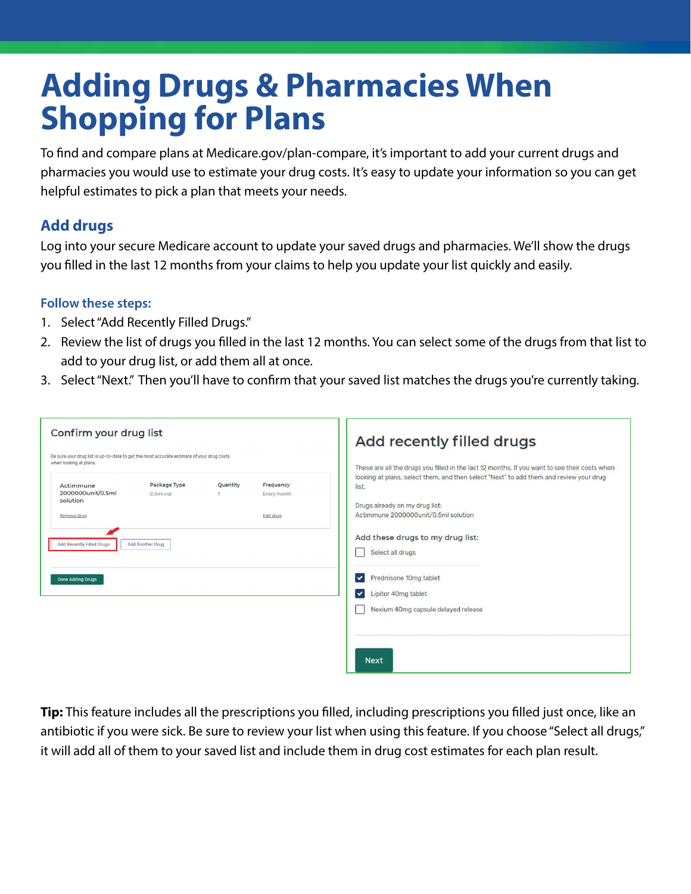# Adding Drugs & Pharmacies When Shopping for Plans

To find and compare plans at Medicare.gov/plan-compare, it's important to add your current drugs and pharmacies you would use to estimate your drug costs. It's easy to update your information so you can get helpful estimates to pick a plan that meets your needs.

## Add drugs

Log into your secure Medicare account to update your saved drugs and pharmacies. We'll show the drugs you filled in the last 12 months from your claims to help you update your list quickly and easily.

### Follow these steps:

1. Select "Add Recently Filled Drugs."
2. Review the list of drugs you filled in the last 12 months. You can select some of the drugs from that list to add to your drug list, or add them all at once.
3. Select "Next." Then you'll have to confirm that your saved list matches the drugs you're currently taking.

**Confirm your drug list**

Be sure your drug list is up-to-date to get the most accurate estimate of your drug costs when looking at plans.

| | Package Type | Quantity | Frequency |
|---|---|---|---|
| Actimmune 2000000unit/0.5ml solution | 0.5ml vial | 1 | Every month |
| Remove drug | | | Edit drug |

Add Recently Filled Drugs | Add Another Drug

Done Adding Drugs

**Add recently filled drugs**

These are all the drugs you filled in the last 12 months. If you want to see their costs when looking at plans, select them, and then select "Next" to add them and review your drug list.

Drugs already on my drug list:
Actimmune 2000000unit/0.5ml solution

Add these drugs to my drug list:

- [ ] Select all drugs
- [x] Prednisone 10mg tablet
- [x] Lipitor 40mg tablet
- [ ] Nexium 40mg capsule delayed release

Next

**Tip:** This feature includes all the prescriptions you filled, including prescriptions you filled just once, like an antibiotic if you were sick. Be sure to review your list when using this feature. If you choose "Select all drugs," it will add all of them to your saved list and include them in drug cost estimates for each plan result.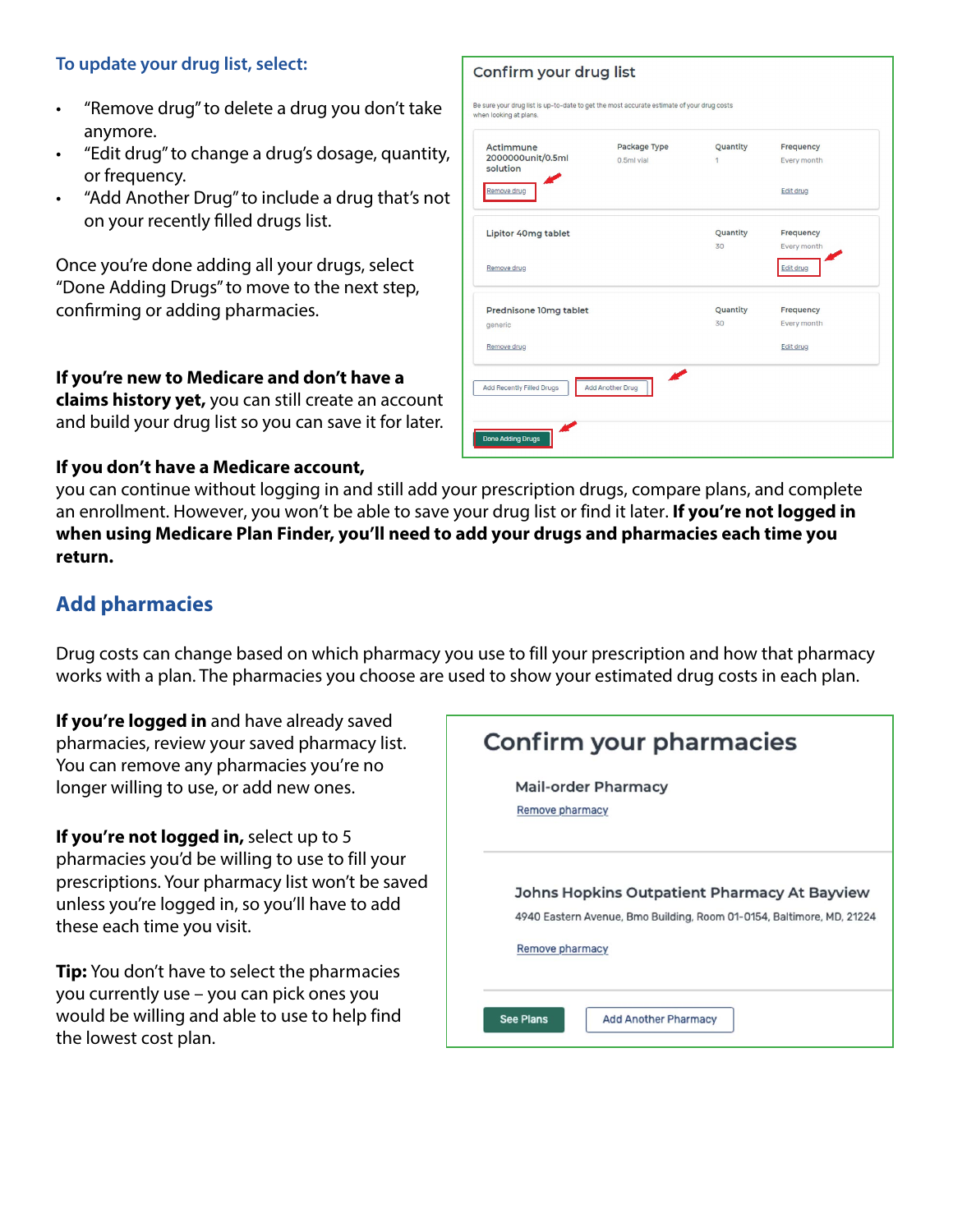**To update your drug list, select:**

- "Remove drug" to delete a drug you don't take anymore.
- "Edit drug" to change a drug's dosage, quantity, or frequency.
- "Add Another Drug" to include a drug that's not on your recently filled drugs list.

Once you're done adding all your drugs, select "Done Adding Drugs" to move to the next step, confirming or adding pharmacies.

**If you're new to Medicare and don't have a claims history yet,** you can still create an account and build your drug list so you can save it for later.

**If you don't have a Medicare account,** you can continue without logging in and still add your prescription drugs, compare plans, and complete an enrollment. However, you won't be able to save your drug list or find it later. **If you're not logged in when using Medicare Plan Finder, you'll need to add your drugs and pharmacies each time you return.**

## Add pharmacies

Drug costs can change based on which pharmacy you use to fill your prescription and how that pharmacy works with a plan. The pharmacies you choose are used to show your estimated drug costs in each plan.

**If you're logged in** and have already saved pharmacies, review your saved pharmacy list. You can remove any pharmacies you're no longer willing to use, or add new ones.

**If you're not logged in,** select up to 5 pharmacies you'd be willing to use to fill your prescriptions. Your pharmacy list won't be saved unless you're logged in, so you'll have to add these each time you visit.

**Tip:** You don't have to select the pharmacies you currently use – you can pick ones you would be willing and able to use to help find the lowest cost plan.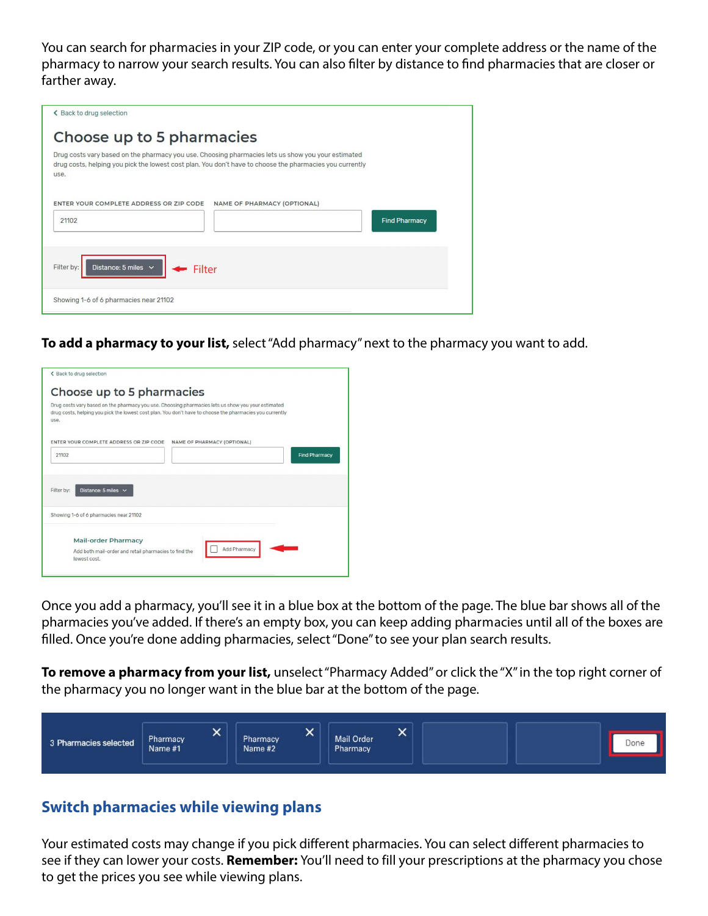You can search for pharmacies in your ZIP code, or you can enter your complete address or the name of the pharmacy to narrow your search results. You can also filter by distance to find pharmacies that are closer or farther away.

**To add a pharmacy to your list,** select "Add pharmacy" next to the pharmacy you want to add.

Once you add a pharmacy, you'll see it in a blue box at the bottom of the page. The blue bar shows all of the pharmacies you've added. If there's an empty box, you can keep adding pharmacies until all of the boxes are filled. Once you're done adding pharmacies, select "Done" to see your plan search results.

**To remove a pharmacy from your list,** unselect "Pharmacy Added" or click the "X" in the top right corner of the pharmacy you no longer want in the blue bar at the bottom of the page.

## Switch pharmacies while viewing plans

Your estimated costs may change if you pick different pharmacies. You can select different pharmacies to see if they can lower your costs. **Remember:** You'll need to fill your prescriptions at the pharmacy you chose to get the prices you see while viewing plans.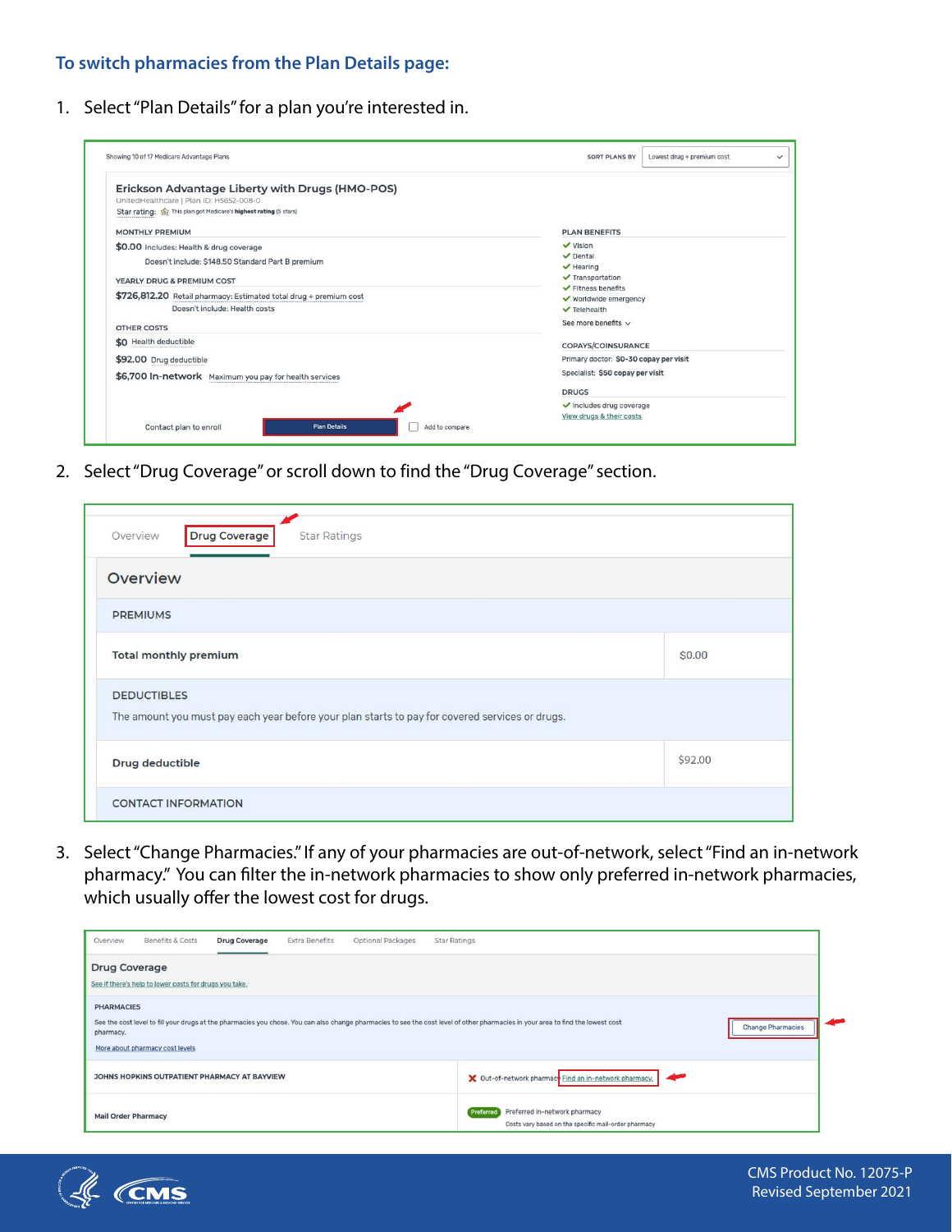### To switch pharmacies from the Plan Details page:

1. Select "Plan Details" for a plan you're interested in.

Showing 10 of 17 Medicare Advantage Plans

SORT PLANS BY: Lowest drug + premium cost

**Erickson Advantage Liberty with Drugs (HMO-POS)**
UnitedHealthcare | Plan ID: H5652-008-0
Star rating: This plan got Medicare's **highest rating** (5 stars)

MONTHLY PREMIUM
$0.00 Includes: Health & drug coverage
Doesn't include: $148.50 Standard Part B premium

YEARLY DRUG & PREMIUM COST
$726,812.20 Retail pharmacy: Estimated total drug + premium cost
Doesn't include: Health costs

OTHER COSTS
$0 Health deductible
$92.00 Drug deductible
$6,700 In-network Maximum you pay for health services

PLAN BENEFITS
- Vision
- Dental
- Hearing
- Transportation
- Fitness benefits
- Worldwide emergency
- Telehealth

See more benefits

COPAYS/COINSURANCE
Primary doctor: **$0-30 copay per visit**
Specialist: **$50 copay per visit**

DRUGS
- Includes drug coverage

View drugs & their costs

Contact plan to enroll | Plan Details | Add to compare

2. Select "Drug Coverage" or scroll down to find the "Drug Coverage" section.

Overview | **Drug Coverage** | Star Ratings

**Overview**

PREMIUMS

| | |
|---|---|
| **Total monthly premium** | $0.00 |

DEDUCTIBLES
The amount you must pay each year before your plan starts to pay for covered services or drugs.

| | |
|---|---|
| **Drug deductible** | $92.00 |

CONTACT INFORMATION

3. Select "Change Pharmacies." If any of your pharmacies are out-of-network, select "Find an in-network pharmacy." You can filter the in-network pharmacies to show only preferred in-network pharmacies, which usually offer the lowest cost for drugs.

Overview | Benefits & Costs | **Drug Coverage** | Extra Benefits | Optional Packages | Star Ratings

**Drug Coverage**
See if there's help to lower costs for drugs you take.

PHARMACIES
See the cost level to fill your drugs at the pharmacies you chose. You can also change pharmacies to see the cost level of other pharmacies in your area to find the lowest cost pharmacy.
More about pharmacy cost levels

Change Pharmacies

| | |
|---|---|
| JOHNS HOPKINS OUTPATIENT PHARMACY AT BAYVIEW | Out-of-network pharmacy Find an in-network pharmacy. |
| Mail Order Pharmacy | Preferred: Preferred in-network pharmacy. Costs vary based on the specific mail-order pharmacy |

CMS Product No. 12075-P
Revised September 2021